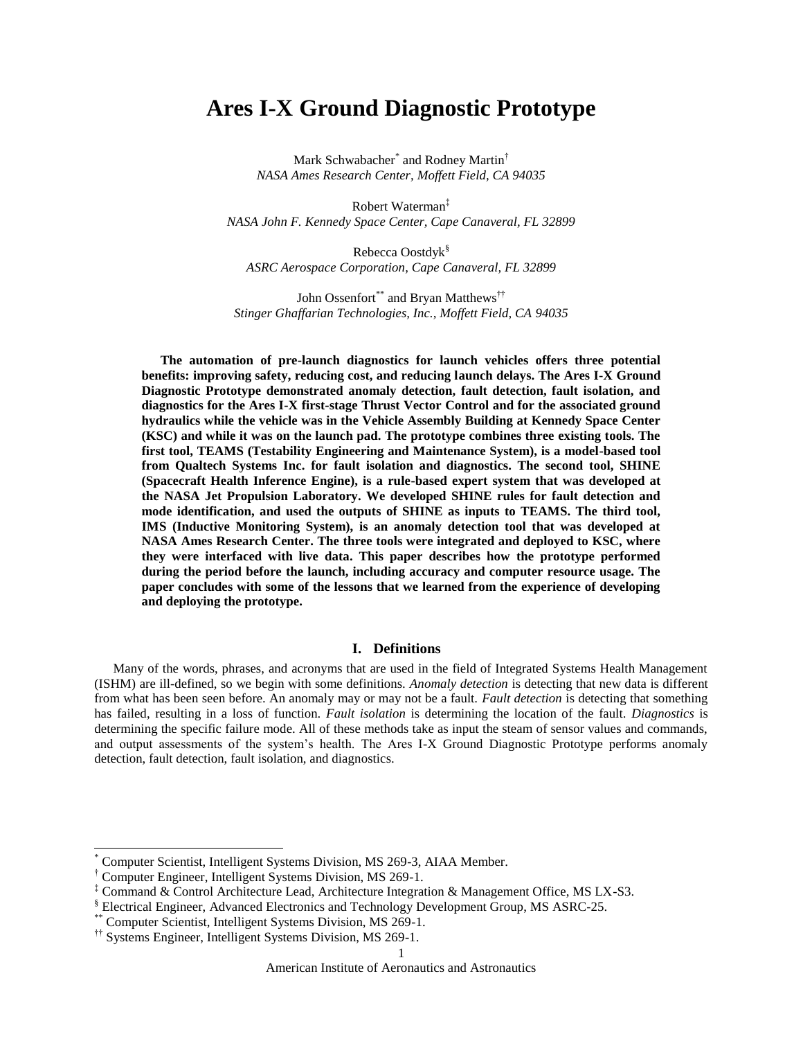# Ares I-X Ground Diagnostic Prototype

Mark Schwabacher[*] and Rodney Martin[†]
*NASA Ames Research Center, Moffett Field, CA 94035*

Robert Waterman[‡]
*NASA John F. Kennedy Space Center, Cape Canaveral, FL 32899*

Rebecca Oostdyk[§]
*ASRC Aerospace Corporation, Cape Canaveral, FL 32899*

John Ossenfort[**] and Bryan Matthews[††]
*Stinger Ghaffarian Technologies, Inc., Moffett Field, CA 94035*

**The automation of pre-launch diagnostics for launch vehicles offers three potential benefits: improving safety, reducing cost, and reducing launch delays. The Ares I-X Ground Diagnostic Prototype demonstrated anomaly detection, fault detection, fault isolation, and diagnostics for the Ares I-X first-stage Thrust Vector Control and for the associated ground hydraulics while the vehicle was in the Vehicle Assembly Building at Kennedy Space Center (KSC) and while it was on the launch pad. The prototype combines three existing tools. The first tool, TEAMS (Testability Engineering and Maintenance System), is a model-based tool from Qualtech Systems Inc. for fault isolation and diagnostics. The second tool, SHINE (Spacecraft Health Inference Engine), is a rule-based expert system that was developed at the NASA Jet Propulsion Laboratory. We developed SHINE rules for fault detection and mode identification, and used the outputs of SHINE as inputs to TEAMS. The third tool, IMS (Inductive Monitoring System), is an anomaly detection tool that was developed at NASA Ames Research Center. The three tools were integrated and deployed to KSC, where they were interfaced with live data. This paper describes how the prototype performed during the period before the launch, including accuracy and computer resource usage. The paper concludes with some of the lessons that we learned from the experience of developing and deploying the prototype.**

## I. Definitions

Many of the words, phrases, and acronyms that are used in the field of Integrated Systems Health Management (ISHM) are ill-defined, so we begin with some definitions. *Anomaly detection* is detecting that new data is different from what has been seen before. An anomaly may or may not be a fault. *Fault detection* is detecting that something has failed, resulting in a loss of function. *Fault isolation* is determining the location of the fault. *Diagnostics* is determining the specific failure mode. All of these methods take as input the steam of sensor values and commands, and output assessments of the system's health. The Ares I-X Ground Diagnostic Prototype performs anomaly detection, fault detection, fault isolation, and diagnostics.

---

[*] Computer Scientist, Intelligent Systems Division, MS 269-3, AIAA Member.
[†] Computer Engineer, Intelligent Systems Division, MS 269-1.
[‡] Command & Control Architecture Lead, Architecture Integration & Management Office, MS LX-S3.
[§] Electrical Engineer, Advanced Electronics and Technology Development Group, MS ASRC-25.
[**] Computer Scientist, Intelligent Systems Division, MS 269-1.
[††] Systems Engineer, Intelligent Systems Division, MS 269-1.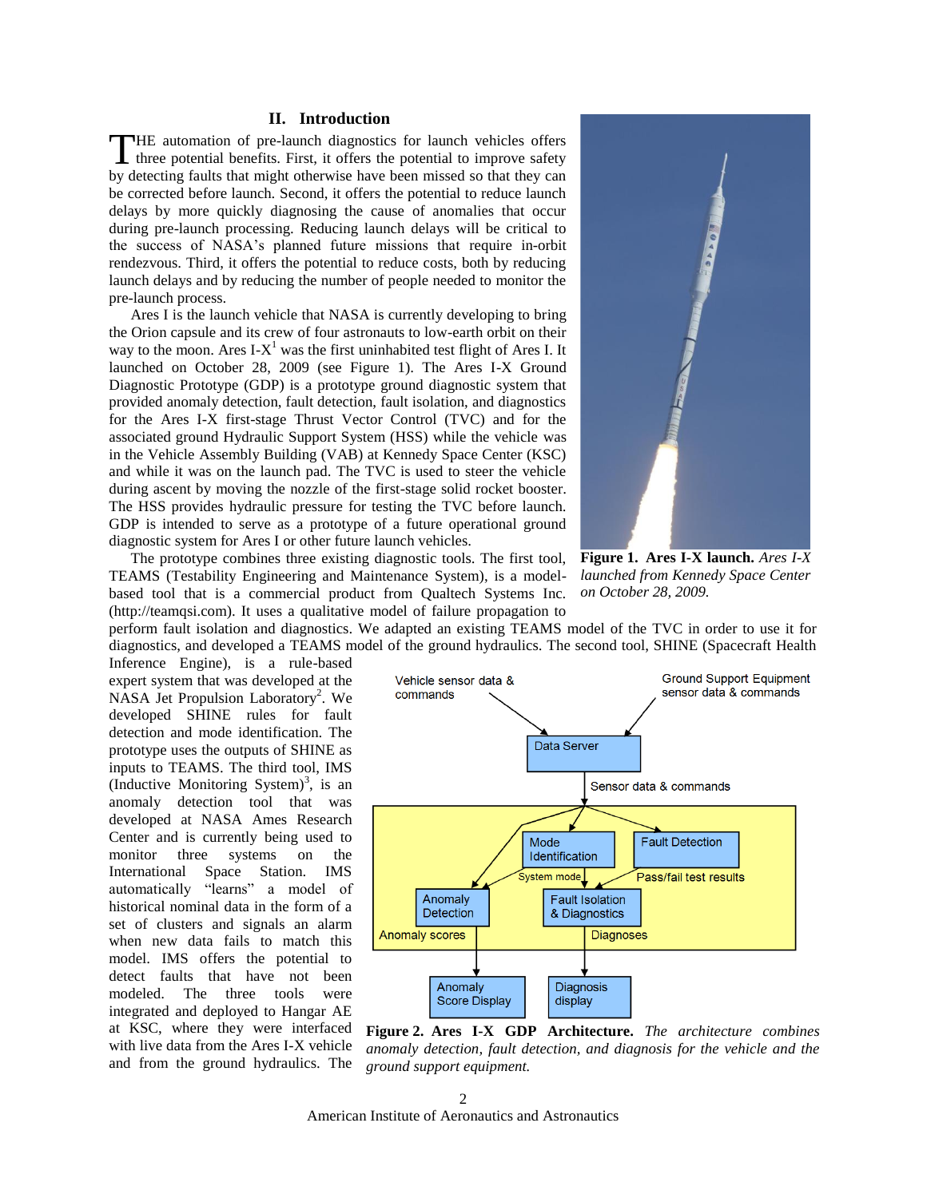## II. Introduction

THE automation of pre-launch diagnostics for launch vehicles offers three potential benefits. First, it offers the potential to improve safety by detecting faults that might otherwise have been missed so that they can be corrected before launch. Second, it offers the potential to reduce launch delays by more quickly diagnosing the cause of anomalies that occur during pre-launch processing. Reducing launch delays will be critical to the success of NASA's planned future missions that require in-orbit rendezvous. Third, it offers the potential to reduce costs, both by reducing launch delays and by reducing the number of people needed to monitor the pre-launch process.

Ares I is the launch vehicle that NASA is currently developing to bring the Orion capsule and its crew of four astronauts to low-earth orbit on their way to the moon. Ares I-X[1] was the first uninhabited test flight of Ares I. It launched on October 28, 2009 (see Figure 1). The Ares I-X Ground Diagnostic Prototype (GDP) is a prototype ground diagnostic system that provided anomaly detection, fault detection, fault isolation, and diagnostics for the Ares I-X first-stage Thrust Vector Control (TVC) and for the associated ground Hydraulic Support System (HSS) while the vehicle was in the Vehicle Assembly Building (VAB) at Kennedy Space Center (KSC) and while it was on the launch pad. The TVC is used to steer the vehicle during ascent by moving the nozzle of the first-stage solid rocket booster. The HSS provides hydraulic pressure for testing the TVC before launch. GDP is intended to serve as a prototype of a future operational ground diagnostic system for Ares I or other future launch vehicles.

**Figure 1. Ares I-X launch.** *Ares I-X launched from Kennedy Space Center on October 28, 2009.*

The prototype combines three existing diagnostic tools. The first tool, TEAMS (Testability Engineering and Maintenance System), is a model-based tool that is a commercial product from Qualtech Systems Inc. (http://teamqsi.com). It uses a qualitative model of failure propagation to perform fault isolation and diagnostics. We adapted an existing TEAMS model of the TVC in order to use it for diagnostics, and developed a TEAMS model of the ground hydraulics. The second tool, SHINE (Spacecraft Health Inference Engine), is a rule-based expert system that was developed at the NASA Jet Propulsion Laboratory[2]. We developed SHINE rules for fault detection and mode identification. The prototype uses the outputs of SHINE as inputs to TEAMS. The third tool, IMS (Inductive Monitoring System)[3], is an anomaly detection tool that was developed at NASA Ames Research Center and is currently being used to monitor three systems on the International Space Station. IMS automatically "learns" a model of historical nominal data in the form of a set of clusters and signals an alarm when new data fails to match this model. IMS offers the potential to detect faults that have not been modeled. The three tools were integrated and deployed to Hangar AE at KSC, where they were interfaced with live data from the Ares I-X vehicle and from the ground hydraulics. The

Vehicle sensor data & commands
Ground Support Equipment sensor data & commands
Data Server
Sensor data & commands
Mode Identification
Fault Detection
System mode
Pass/fail test results
Anomaly Detection
Fault Isolation & Diagnostics
Anomaly scores
Diagnoses
Anomaly Score Display
Diagnosis display

**Figure 2. Ares I-X GDP Architecture.** *The architecture combines anomaly detection, fault detection, and diagnosis for the vehicle and the ground support equipment.*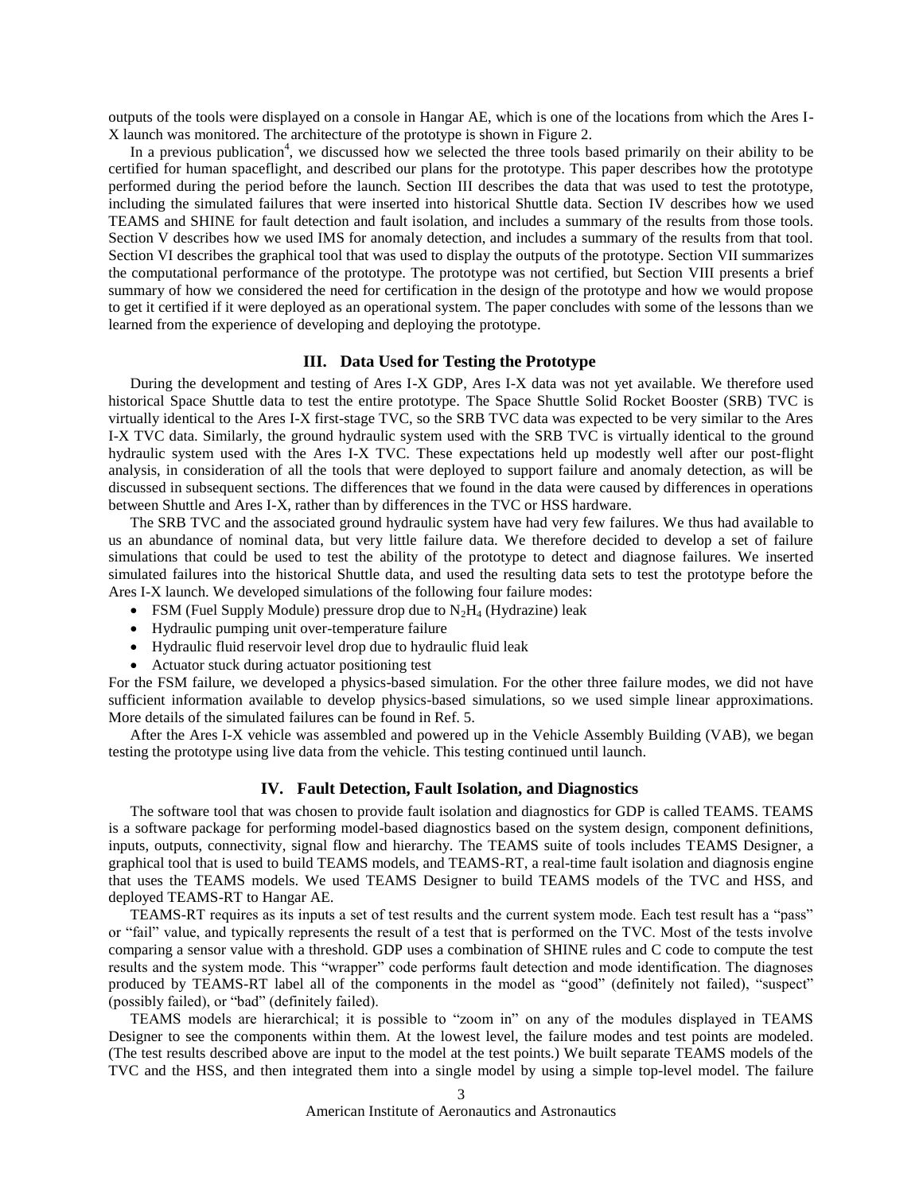outputs of the tools were displayed on a console in Hangar AE, which is one of the locations from which the Ares I-X launch was monitored. The architecture of the prototype is shown in Figure 2.

In a previous publication[4], we discussed how we selected the three tools based primarily on their ability to be certified for human spaceflight, and described our plans for the prototype. This paper describes how the prototype performed during the period before the launch. Section III describes the data that was used to test the prototype, including the simulated failures that were inserted into historical Shuttle data. Section IV describes how we used TEAMS and SHINE for fault detection and fault isolation, and includes a summary of the results from those tools. Section V describes how we used IMS for anomaly detection, and includes a summary of the results from that tool. Section VI describes the graphical tool that was used to display the outputs of the prototype. Section VII summarizes the computational performance of the prototype. The prototype was not certified, but Section VIII presents a brief summary of how we considered the need for certification in the design of the prototype and how we would propose to get it certified if it were deployed as an operational system. The paper concludes with some of the lessons than we learned from the experience of developing and deploying the prototype.

## III. Data Used for Testing the Prototype

During the development and testing of Ares I-X GDP, Ares I-X data was not yet available. We therefore used historical Space Shuttle data to test the entire prototype. The Space Shuttle Solid Rocket Booster (SRB) TVC is virtually identical to the Ares I-X first-stage TVC, so the SRB TVC data was expected to be very similar to the Ares I-X TVC data. Similarly, the ground hydraulic system used with the SRB TVC is virtually identical to the ground hydraulic system used with the Ares I-X TVC. These expectations held up modestly well after our post-flight analysis, in consideration of all the tools that were deployed to support failure and anomaly detection, as will be discussed in subsequent sections. The differences that we found in the data were caused by differences in operations between Shuttle and Ares I-X, rather than by differences in the TVC or HSS hardware.

The SRB TVC and the associated ground hydraulic system have had very few failures. We thus had available to us an abundance of nominal data, but very little failure data. We therefore decided to develop a set of failure simulations that could be used to test the ability of the prototype to detect and diagnose failures. We inserted simulated failures into the historical Shuttle data, and used the resulting data sets to test the prototype before the Ares I-X launch. We developed simulations of the following four failure modes:

- FSM (Fuel Supply Module) pressure drop due to $N_2H_4$ (Hydrazine) leak
- Hydraulic pumping unit over-temperature failure
- Hydraulic fluid reservoir level drop due to hydraulic fluid leak
- Actuator stuck during actuator positioning test

For the FSM failure, we developed a physics-based simulation. For the other three failure modes, we did not have sufficient information available to develop physics-based simulations, so we used simple linear approximations. More details of the simulated failures can be found in Ref. 5.

After the Ares I-X vehicle was assembled and powered up in the Vehicle Assembly Building (VAB), we began testing the prototype using live data from the vehicle. This testing continued until launch.

## IV. Fault Detection, Fault Isolation, and Diagnostics

The software tool that was chosen to provide fault isolation and diagnostics for GDP is called TEAMS. TEAMS is a software package for performing model-based diagnostics based on the system design, component definitions, inputs, outputs, connectivity, signal flow and hierarchy. The TEAMS suite of tools includes TEAMS Designer, a graphical tool that is used to build TEAMS models, and TEAMS-RT, a real-time fault isolation and diagnosis engine that uses the TEAMS models. We used TEAMS Designer to build TEAMS models of the TVC and HSS, and deployed TEAMS-RT to Hangar AE.

TEAMS-RT requires as its inputs a set of test results and the current system mode. Each test result has a "pass" or "fail" value, and typically represents the result of a test that is performed on the TVC. Most of the tests involve comparing a sensor value with a threshold. GDP uses a combination of SHINE rules and C code to compute the test results and the system mode. This "wrapper" code performs fault detection and mode identification. The diagnoses produced by TEAMS-RT label all of the components in the model as "good" (definitely not failed), "suspect" (possibly failed), or "bad" (definitely failed).

TEAMS models are hierarchical; it is possible to "zoom in" on any of the modules displayed in TEAMS Designer to see the components within them. At the lowest level, the failure modes and test points are modeled. (The test results described above are input to the model at the test points.) We built separate TEAMS models of the TVC and the HSS, and then integrated them into a single model by using a simple top-level model. The failure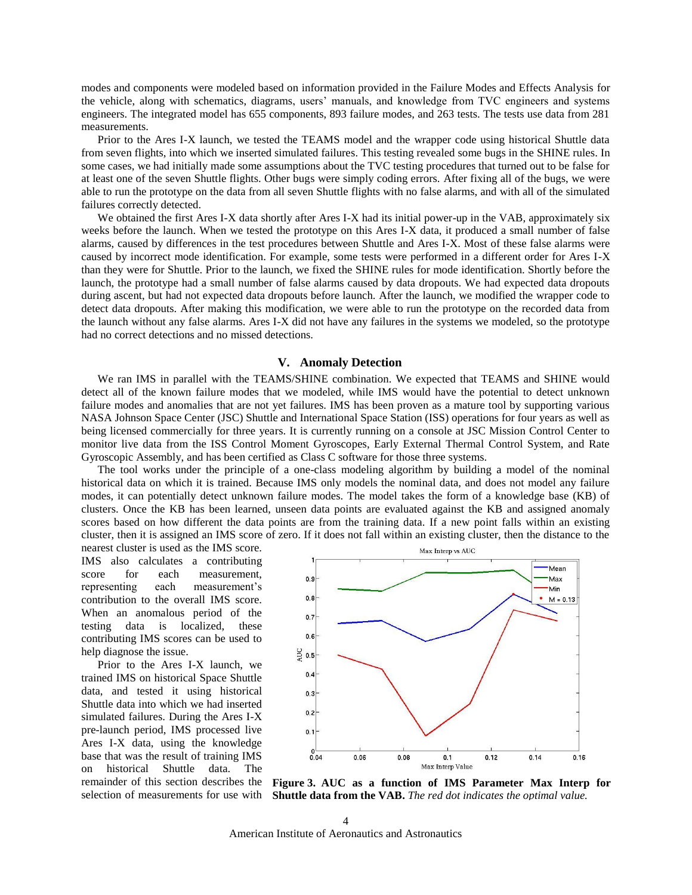modes and components were modeled based on information provided in the Failure Modes and Effects Analysis for the vehicle, along with schematics, diagrams, users' manuals, and knowledge from TVC engineers and systems engineers. The integrated model has 655 components, 893 failure modes, and 263 tests. The tests use data from 281 measurements.

Prior to the Ares I-X launch, we tested the TEAMS model and the wrapper code using historical Shuttle data from seven flights, into which we inserted simulated failures. This testing revealed some bugs in the SHINE rules. In some cases, we had initially made some assumptions about the TVC testing procedures that turned out to be false for at least one of the seven Shuttle flights. Other bugs were simply coding errors. After fixing all of the bugs, we were able to run the prototype on the data from all seven Shuttle flights with no false alarms, and with all of the simulated failures correctly detected.

We obtained the first Ares I-X data shortly after Ares I-X had its initial power-up in the VAB, approximately six weeks before the launch. When we tested the prototype on this Ares I-X data, it produced a small number of false alarms, caused by differences in the test procedures between Shuttle and Ares I-X. Most of these false alarms were caused by incorrect mode identification. For example, some tests were performed in a different order for Ares I-X than they were for Shuttle. Prior to the launch, we fixed the SHINE rules for mode identification. Shortly before the launch, the prototype had a small number of false alarms caused by data dropouts. We had expected data dropouts during ascent, but had not expected data dropouts before launch. After the launch, we modified the wrapper code to detect data dropouts. After making this modification, we were able to run the prototype on the recorded data from the launch without any false alarms. Ares I-X did not have any failures in the systems we modeled, so the prototype had no correct detections and no missed detections.

## V. Anomaly Detection

We ran IMS in parallel with the TEAMS/SHINE combination. We expected that TEAMS and SHINE would detect all of the known failure modes that we modeled, while IMS would have the potential to detect unknown failure modes and anomalies that are not yet failures. IMS has been proven as a mature tool by supporting various NASA Johnson Space Center (JSC) Shuttle and International Space Station (ISS) operations for four years as well as being licensed commercially for three years. It is currently running on a console at JSC Mission Control Center to monitor live data from the ISS Control Moment Gyroscopes, Early External Thermal Control System, and Rate Gyroscopic Assembly, and has been certified as Class C software for those three systems.

The tool works under the principle of a one-class modeling algorithm by building a model of the nominal historical data on which it is trained. Because IMS only models the nominal data, and does not model any failure modes, it can potentially detect unknown failure modes. The model takes the form of a knowledge base (KB) of clusters. Once the KB has been learned, unseen data points are evaluated against the KB and assigned anomaly scores based on how different the data points are from the training data. If a new point falls within an existing cluster, then it is assigned an IMS score of zero. If it does not fall within an existing cluster, then the distance to the nearest cluster is used as the IMS score. IMS also calculates a contributing score for each measurement, representing each measurement's contribution to the overall IMS score. When an anomalous period of the testing data is localized, these contributing IMS scores can be used to help diagnose the issue.

Prior to the Ares I-X launch, we trained IMS on historical Space Shuttle data, and tested it using historical Shuttle data into which we had inserted simulated failures. During the Ares I-X pre-launch period, IMS processed live Ares I-X data, using the knowledge base that was the result of training IMS on historical Shuttle data. The remainder of this section describes the selection of measurements for use with

**Figure 3. AUC as a function of IMS Parameter Max Interp for Shuttle data from the VAB.** *The red dot indicates the optimal value.*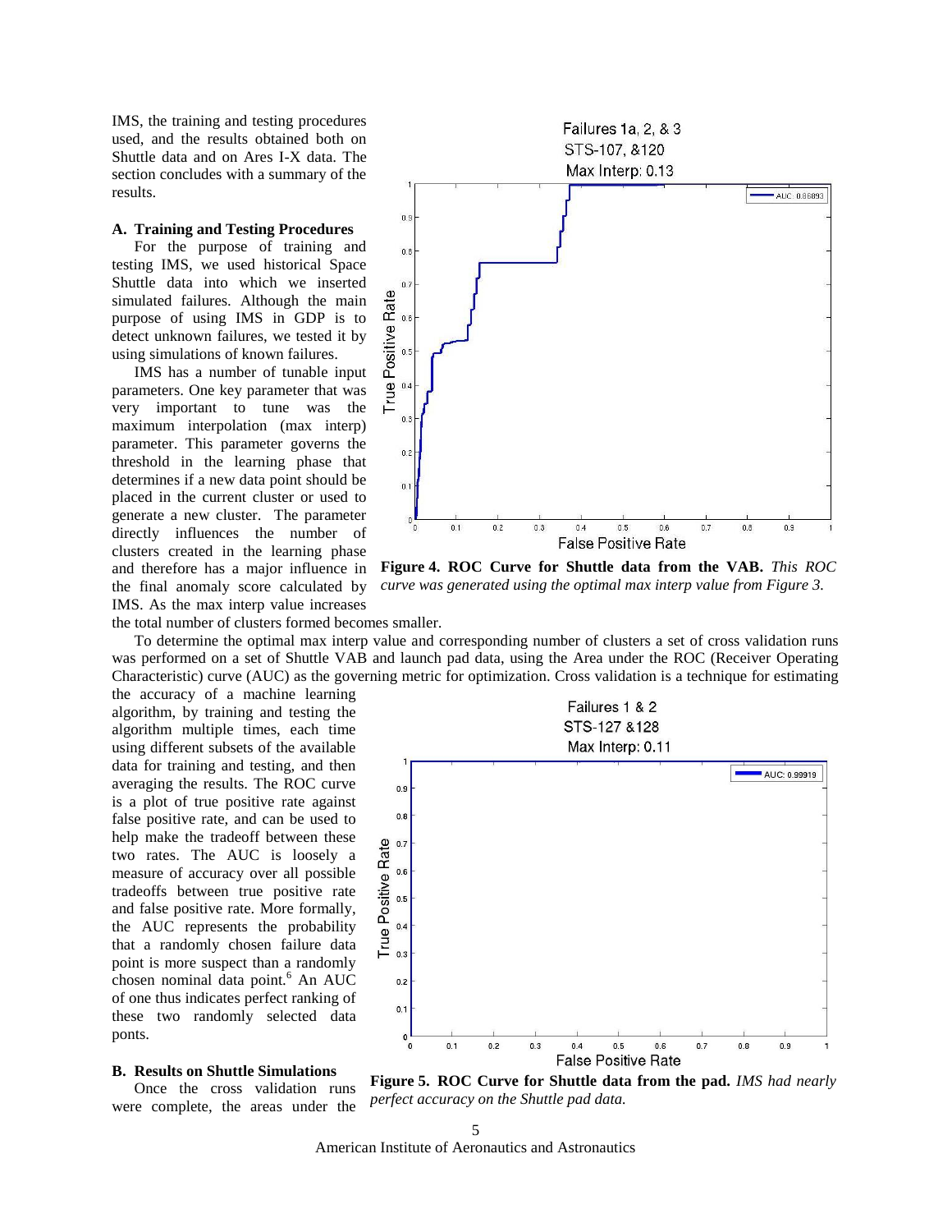IMS, the training and testing procedures used, and the results obtained both on Shuttle data and on Ares I-X data. The section concludes with a summary of the results.

### A. Training and Testing Procedures

For the purpose of training and testing IMS, we used historical Space Shuttle data into which we inserted simulated failures. Although the main purpose of using IMS in GDP is to detect unknown failures, we tested it by using simulations of known failures.

IMS has a number of tunable input parameters. One key parameter that was very important to tune was the maximum interpolation (max interp) parameter. This parameter governs the threshold in the learning phase that determines if a new data point should be placed in the current cluster or used to generate a new cluster. The parameter directly influences the number of clusters created in the learning phase and therefore has a major influence in the final anomaly score calculated by IMS. As the max interp value increases the total number of clusters formed becomes smaller.

**Figure 4. ROC Curve for Shuttle data from the VAB.** *This ROC curve was generated using the optimal max interp value from Figure 3.*

To determine the optimal max interp value and corresponding number of clusters a set of cross validation runs was performed on a set of Shuttle VAB and launch pad data, using the Area under the ROC (Receiver Operating Characteristic) curve (AUC) as the governing metric for optimization. Cross validation is a technique for estimating the accuracy of a machine learning algorithm, by training and testing the algorithm multiple times, each time using different subsets of the available data for training and testing, and then averaging the results. The ROC curve is a plot of true positive rate against false positive rate, and can be used to help make the tradeoff between these two rates. The AUC is loosely a measure of accuracy over all possible tradeoffs between true positive rate and false positive rate. More formally, the AUC represents the probability that a randomly chosen failure data point is more suspect than a randomly chosen nominal data point.[6] An AUC of one thus indicates perfect ranking of these two randomly selected data ponts.

**Figure 5. ROC Curve for Shuttle data from the pad.** *IMS had nearly perfect accuracy on the Shuttle pad data.*

### B. Results on Shuttle Simulations

Once the cross validation runs were complete, the areas under the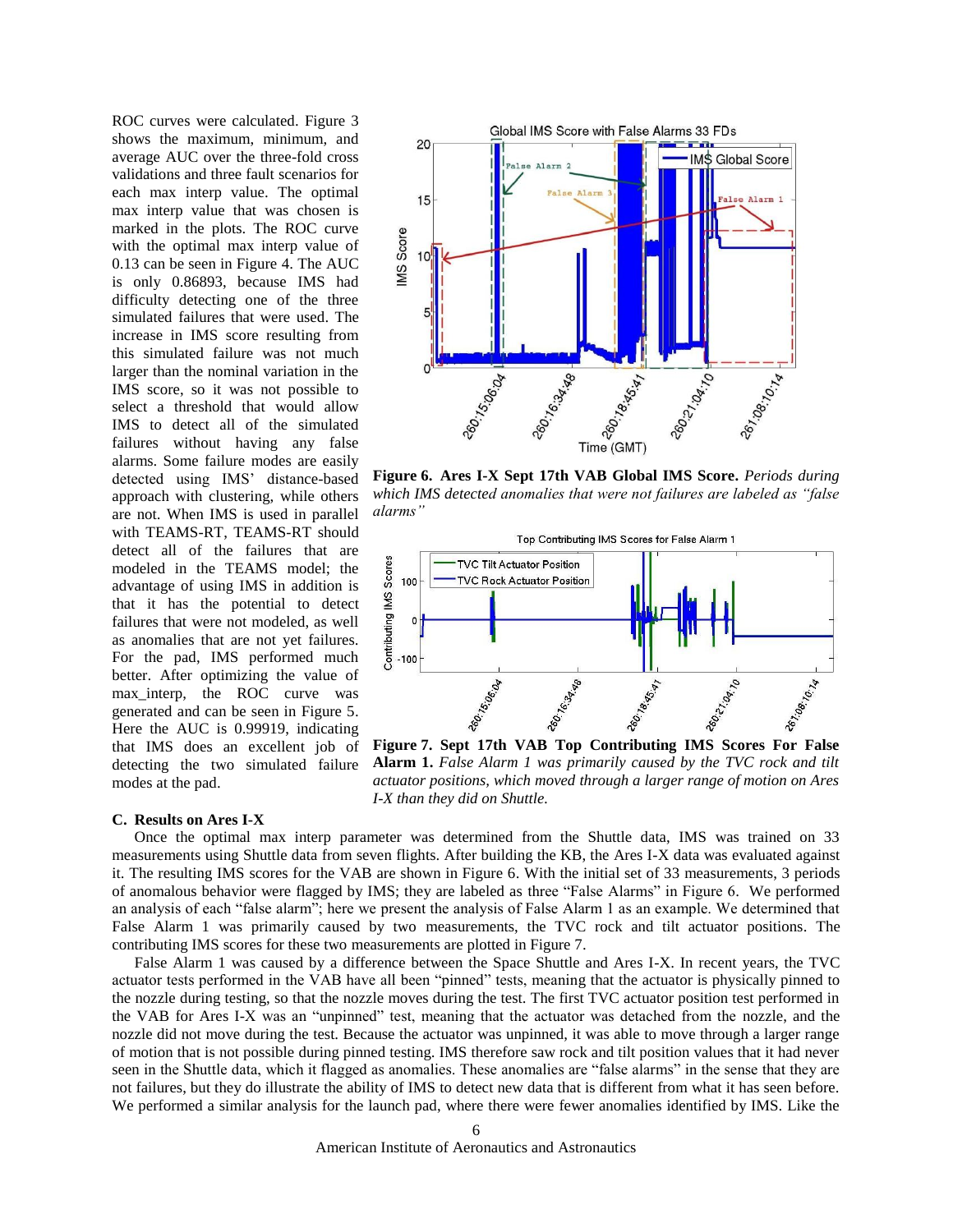ROC curves were calculated. Figure 3 shows the maximum, minimum, and average AUC over the three-fold cross validations and three fault scenarios for each max interp value. The optimal max interp value that was chosen is marked in the plots. The ROC curve with the optimal max interp value of 0.13 can be seen in Figure 4. The AUC is only 0.86893, because IMS had difficulty detecting one of the three simulated failures that were used. The increase in IMS score resulting from this simulated failure was not much larger than the nominal variation in the IMS score, so it was not possible to select a threshold that would allow IMS to detect all of the simulated failures without having any false alarms. Some failure modes are easily detected using IMS' distance-based approach with clustering, while others are not. When IMS is used in parallel with TEAMS-RT, TEAMS-RT should detect all of the failures that are modeled in the TEAMS model; the advantage of using IMS in addition is that it has the potential to detect failures that were not modeled, as well as anomalies that are not yet failures. For the pad, IMS performed much better. After optimizing the value of max_interp, the ROC curve was generated and can be seen in Figure 5. Here the AUC is 0.99919, indicating that IMS does an excellent job of detecting the two simulated failure modes at the pad.

**Figure 6. Ares I-X Sept 17th VAB Global IMS Score.** *Periods during which IMS detected anomalies that were not failures are labeled as "false alarms"*

**Figure 7. Sept 17th VAB Top Contributing IMS Scores For False Alarm 1.** *False Alarm 1 was primarily caused by the TVC rock and tilt actuator positions, which moved through a larger range of motion on Ares I-X than they did on Shuttle.*

### C. Results on Ares I-X

Once the optimal max interp parameter was determined from the Shuttle data, IMS was trained on 33 measurements using Shuttle data from seven flights. After building the KB, the Ares I-X data was evaluated against it. The resulting IMS scores for the VAB are shown in Figure 6. With the initial set of 33 measurements, 3 periods of anomalous behavior were flagged by IMS; they are labeled as three "False Alarms" in Figure 6. We performed an analysis of each "false alarm"; here we present the analysis of False Alarm 1 as an example. We determined that False Alarm 1 was primarily caused by two measurements, the TVC rock and tilt actuator positions. The contributing IMS scores for these two measurements are plotted in Figure 7.

False Alarm 1 was caused by a difference between the Space Shuttle and Ares I-X. In recent years, the TVC actuator tests performed in the VAB have all been "pinned" tests, meaning that the actuator is physically pinned to the nozzle during testing, so that the nozzle moves during the test. The first TVC actuator position test performed in the VAB for Ares I-X was an "unpinned" test, meaning that the actuator was detached from the nozzle, and the nozzle did not move during the test. Because the actuator was unpinned, it was able to move through a larger range of motion that is not possible during pinned testing. IMS therefore saw rock and tilt position values that it had never seen in the Shuttle data, which it flagged as anomalies. These anomalies are "false alarms" in the sense that they are not failures, but they do illustrate the ability of IMS to detect new data that is different from what it has seen before. We performed a similar analysis for the launch pad, where there were fewer anomalies identified by IMS. Like the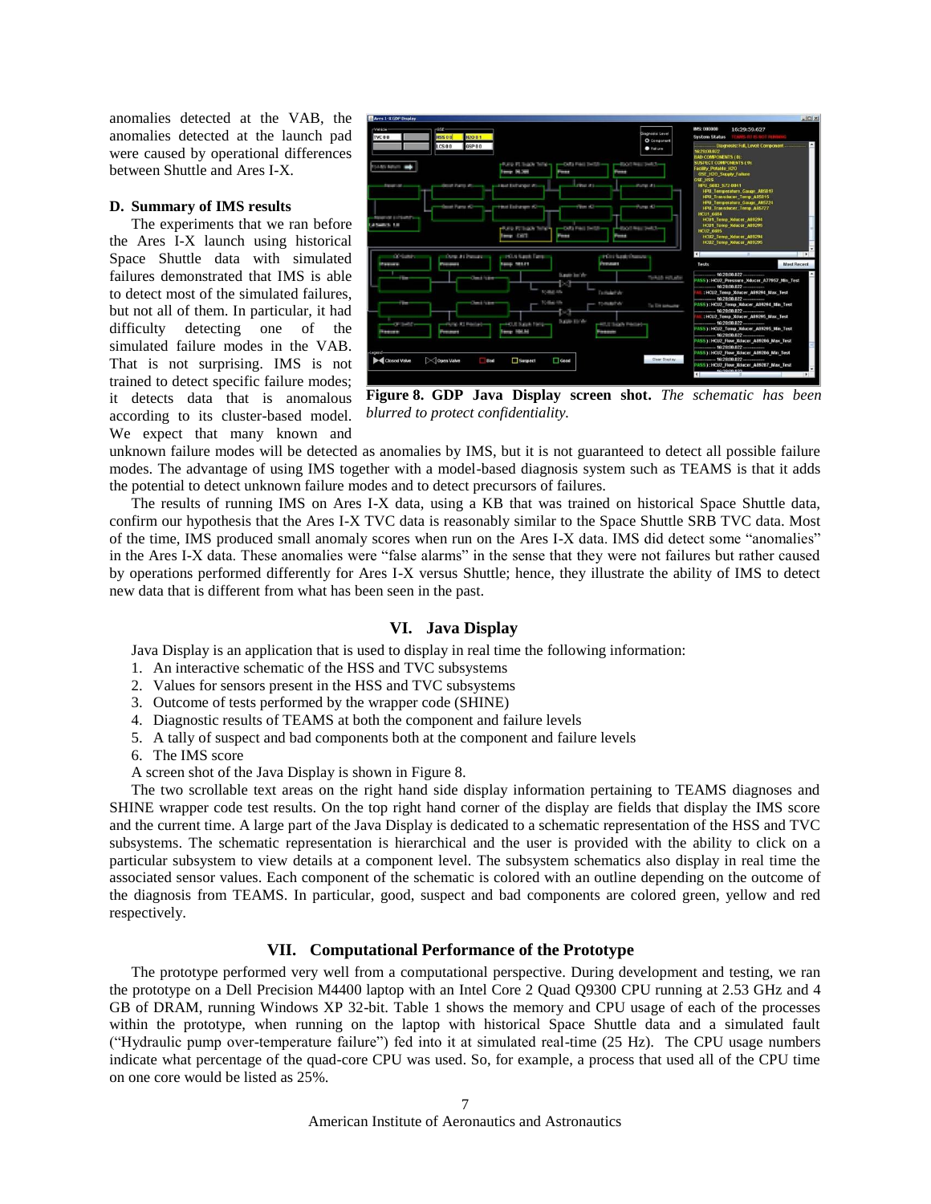anomalies detected at the VAB, the anomalies detected at the launch pad were caused by operational differences between Shuttle and Ares I-X.

### D. Summary of IMS results

The experiments that we ran before the Ares I-X launch using historical Space Shuttle data with simulated failures demonstrated that IMS is able to detect most of the simulated failures, but not all of them. In particular, it had difficulty detecting one of the simulated failure modes in the VAB. That is not surprising. IMS is not trained to detect specific failure modes; it detects data that is anomalous according to its cluster-based model. We expect that many known and unknown failure modes will be detected as anomalies by IMS, but it is not guaranteed to detect all possible failure modes. The advantage of using IMS together with a model-based diagnosis system such as TEAMS is that it adds the potential to detect unknown failure modes and to detect precursors of failures.

**Figure 8. GDP Java Display screen shot.** *The schematic has been blurred to protect confidentiality.*

The results of running IMS on Ares I-X data, using a KB that was trained on historical Space Shuttle data, confirm our hypothesis that the Ares I-X TVC data is reasonably similar to the Space Shuttle SRB TVC data. Most of the time, IMS produced small anomaly scores when run on the Ares I-X data. IMS did detect some "anomalies" in the Ares I-X data. These anomalies were "false alarms" in the sense that they were not failures but rather caused by operations performed differently for Ares I-X versus Shuttle; hence, they illustrate the ability of IMS to detect new data that is different from what has been seen in the past.

## VI. Java Display

Java Display is an application that is used to display in real time the following information:

1. An interactive schematic of the HSS and TVC subsystems
2. Values for sensors present in the HSS and TVC subsystems
3. Outcome of tests performed by the wrapper code (SHINE)
4. Diagnostic results of TEAMS at both the component and failure levels
5. A tally of suspect and bad components both at the component and failure levels
6. The IMS score

A screen shot of the Java Display is shown in Figure 8.

The two scrollable text areas on the right hand side display information pertaining to TEAMS diagnoses and SHINE wrapper code test results. On the top right hand corner of the display are fields that display the IMS score and the current time. A large part of the Java Display is dedicated to a schematic representation of the HSS and TVC subsystems. The schematic representation is hierarchical and the user is provided with the ability to click on a particular subsystem to view details at a component level. The subsystem schematics also display in real time the associated sensor values. Each component of the schematic is colored with an outline depending on the outcome of the diagnosis from TEAMS. In particular, good, suspect and bad components are colored green, yellow and red respectively.

## VII. Computational Performance of the Prototype

The prototype performed very well from a computational perspective. During development and testing, we ran the prototype on a Dell Precision M4400 laptop with an Intel Core 2 Quad Q9300 CPU running at 2.53 GHz and 4 GB of DRAM, running Windows XP 32-bit. Table 1 shows the memory and CPU usage of each of the processes within the prototype, when running on the laptop with historical Space Shuttle data and a simulated fault ("Hydraulic pump over-temperature failure") fed into it at simulated real-time (25 Hz). The CPU usage numbers indicate what percentage of the quad-core CPU was used. So, for example, a process that used all of the CPU time on one core would be listed as 25%.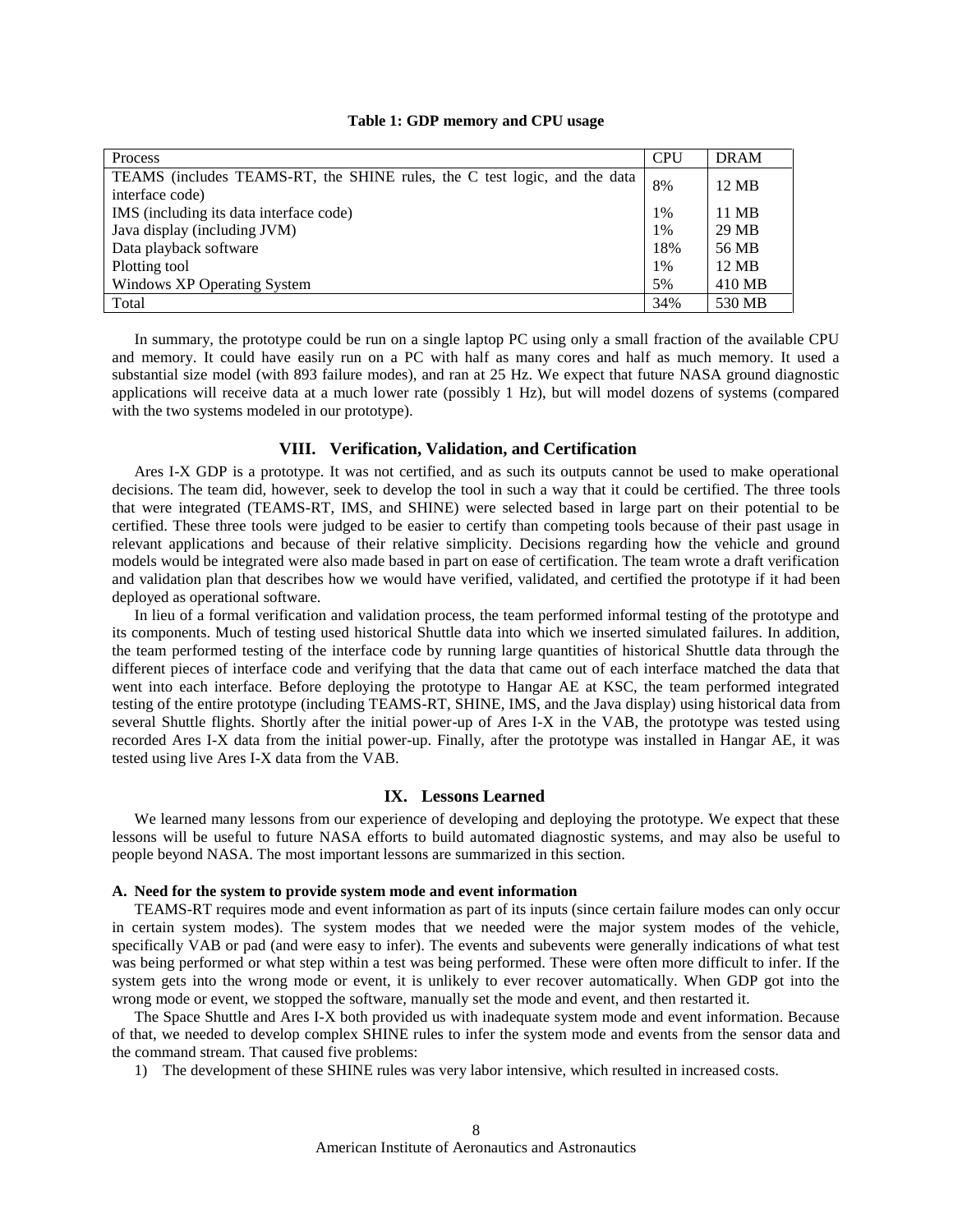**Table 1: GDP memory and CPU usage**

| Process | CPU | DRAM |
|---|---|---|
| TEAMS (includes TEAMS-RT, the SHINE rules, the C test logic, and the data interface code) | 8% | 12 MB |
| IMS (including its data interface code) | 1% | 11 MB |
| Java display (including JVM) | 1% | 29 MB |
| Data playback software | 18% | 56 MB |
| Plotting tool | 1% | 12 MB |
| Windows XP Operating System | 5% | 410 MB |
| Total | 34% | 530 MB |

In summary, the prototype could be run on a single laptop PC using only a small fraction of the available CPU and memory. It could have easily run on a PC with half as many cores and half as much memory. It used a substantial size model (with 893 failure modes), and ran at 25 Hz. We expect that future NASA ground diagnostic applications will receive data at a much lower rate (possibly 1 Hz), but will model dozens of systems (compared with the two systems modeled in our prototype).

## VIII. Verification, Validation, and Certification

Ares I-X GDP is a prototype. It was not certified, and as such its outputs cannot be used to make operational decisions. The team did, however, seek to develop the tool in such a way that it could be certified. The three tools that were integrated (TEAMS-RT, IMS, and SHINE) were selected based in large part on their potential to be certified. These three tools were judged to be easier to certify than competing tools because of their past usage in relevant applications and because of their relative simplicity. Decisions regarding how the vehicle and ground models would be integrated were also made based in part on ease of certification. The team wrote a draft verification and validation plan that describes how we would have verified, validated, and certified the prototype if it had been deployed as operational software.

In lieu of a formal verification and validation process, the team performed informal testing of the prototype and its components. Much of testing used historical Shuttle data into which we inserted simulated failures. In addition, the team performed testing of the interface code by running large quantities of historical Shuttle data through the different pieces of interface code and verifying that the data that came out of each interface matched the data that went into each interface. Before deploying the prototype to Hangar AE at KSC, the team performed integrated testing of the entire prototype (including TEAMS-RT, SHINE, IMS, and the Java display) using historical data from several Shuttle flights. Shortly after the initial power-up of Ares I-X in the VAB, the prototype was tested using recorded Ares I-X data from the initial power-up. Finally, after the prototype was installed in Hangar AE, it was tested using live Ares I-X data from the VAB.

## IX. Lessons Learned

We learned many lessons from our experience of developing and deploying the prototype. We expect that these lessons will be useful to future NASA efforts to build automated diagnostic systems, and may also be useful to people beyond NASA. The most important lessons are summarized in this section.

### A. Need for the system to provide system mode and event information

TEAMS-RT requires mode and event information as part of its inputs (since certain failure modes can only occur in certain system modes). The system modes that we needed were the major system modes of the vehicle, specifically VAB or pad (and were easy to infer). The events and subevents were generally indications of what test was being performed or what step within a test was being performed. These were often more difficult to infer. If the system gets into the wrong mode or event, it is unlikely to ever recover automatically. When GDP got into the wrong mode or event, we stopped the software, manually set the mode and event, and then restarted it.

The Space Shuttle and Ares I-X both provided us with inadequate system mode and event information. Because of that, we needed to develop complex SHINE rules to infer the system mode and events from the sensor data and the command stream. That caused five problems:

1) The development of these SHINE rules was very labor intensive, which resulted in increased costs.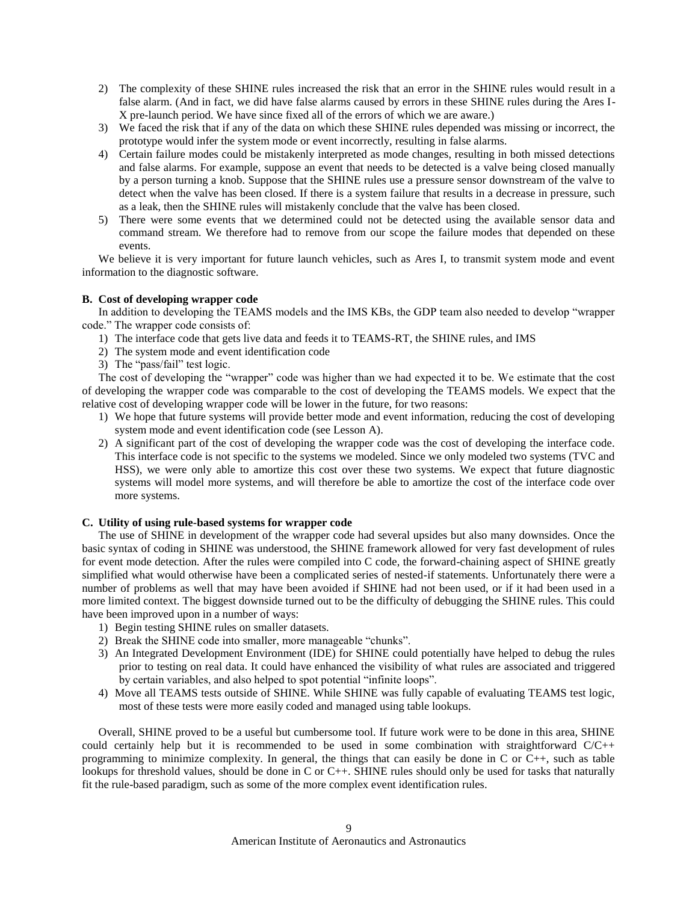2) The complexity of these SHINE rules increased the risk that an error in the SHINE rules would result in a false alarm. (And in fact, we did have false alarms caused by errors in these SHINE rules during the Ares I-X pre-launch period. We have since fixed all of the errors of which we are aware.)
3) We faced the risk that if any of the data on which these SHINE rules depended was missing or incorrect, the prototype would infer the system mode or event incorrectly, resulting in false alarms.
4) Certain failure modes could be mistakenly interpreted as mode changes, resulting in both missed detections and false alarms. For example, suppose an event that needs to be detected is a valve being closed manually by a person turning a knob. Suppose that the SHINE rules use a pressure sensor downstream of the valve to detect when the valve has been closed. If there is a system failure that results in a decrease in pressure, such as a leak, then the SHINE rules will mistakenly conclude that the valve has been closed.
5) There were some events that we determined could not be detected using the available sensor data and command stream. We therefore had to remove from our scope the failure modes that depended on these events.

We believe it is very important for future launch vehicles, such as Ares I, to transmit system mode and event information to the diagnostic software.

### B. Cost of developing wrapper code

In addition to developing the TEAMS models and the IMS KBs, the GDP team also needed to develop "wrapper code." The wrapper code consists of:

1) The interface code that gets live data and feeds it to TEAMS-RT, the SHINE rules, and IMS
2) The system mode and event identification code
3) The "pass/fail" test logic.

The cost of developing the "wrapper" code was higher than we had expected it to be. We estimate that the cost of developing the wrapper code was comparable to the cost of developing the TEAMS models. We expect that the relative cost of developing wrapper code will be lower in the future, for two reasons:

1) We hope that future systems will provide better mode and event information, reducing the cost of developing system mode and event identification code (see Lesson A).
2) A significant part of the cost of developing the wrapper code was the cost of developing the interface code. This interface code is not specific to the systems we modeled. Since we only modeled two systems (TVC and HSS), we were only able to amortize this cost over these two systems. We expect that future diagnostic systems will model more systems, and will therefore be able to amortize the cost of the interface code over more systems.

### C. Utility of using rule-based systems for wrapper code

The use of SHINE in development of the wrapper code had several upsides but also many downsides. Once the basic syntax of coding in SHINE was understood, the SHINE framework allowed for very fast development of rules for event mode detection. After the rules were compiled into C code, the forward-chaining aspect of SHINE greatly simplified what would otherwise have been a complicated series of nested-if statements. Unfortunately there were a number of problems as well that may have been avoided if SHINE had not been used, or if it had been used in a more limited context. The biggest downside turned out to be the difficulty of debugging the SHINE rules. This could have been improved upon in a number of ways:

1) Begin testing SHINE rules on smaller datasets.
2) Break the SHINE code into smaller, more manageable "chunks".
3) An Integrated Development Environment (IDE) for SHINE could potentially have helped to debug the rules prior to testing on real data. It could have enhanced the visibility of what rules are associated and triggered by certain variables, and also helped to spot potential "infinite loops".
4) Move all TEAMS tests outside of SHINE. While SHINE was fully capable of evaluating TEAMS test logic, most of these tests were more easily coded and managed using table lookups.

Overall, SHINE proved to be a useful but cumbersome tool. If future work were to be done in this area, SHINE could certainly help but it is recommended to be used in some combination with straightforward C/C++ programming to minimize complexity. In general, the things that can easily be done in C or C++, such as table lookups for threshold values, should be done in C or C++. SHINE rules should only be used for tasks that naturally fit the rule-based paradigm, such as some of the more complex event identification rules.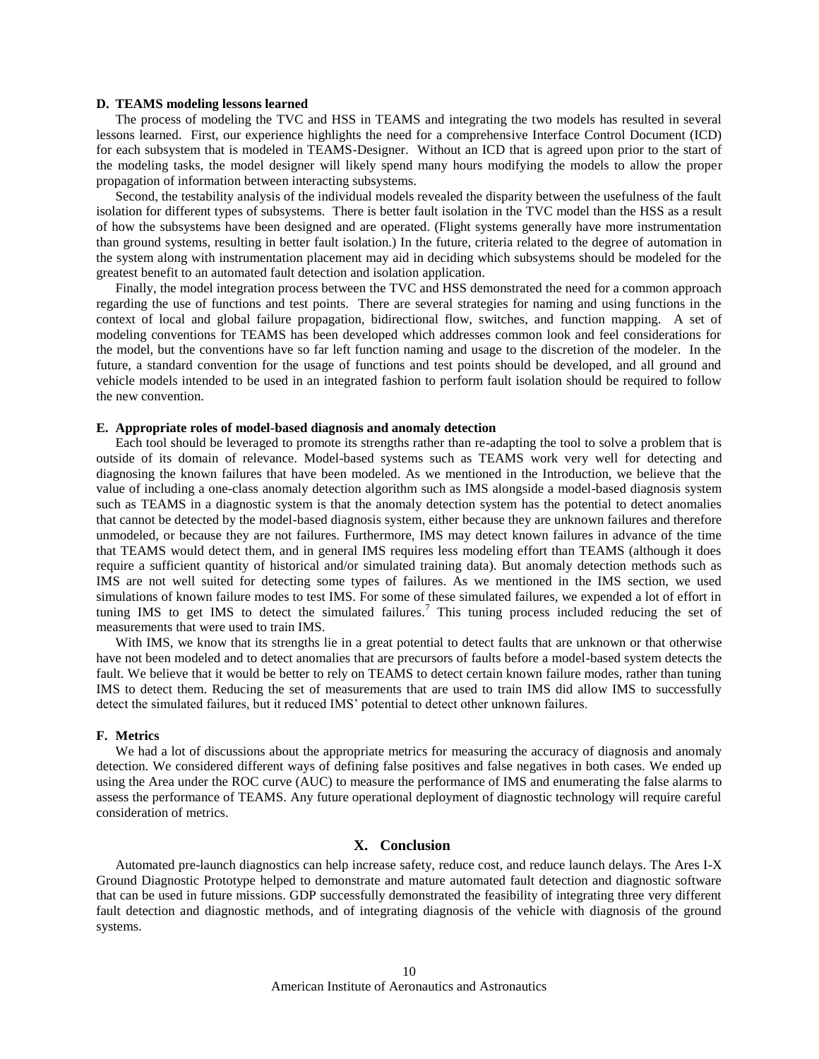### D. TEAMS modeling lessons learned

The process of modeling the TVC and HSS in TEAMS and integrating the two models has resulted in several lessons learned. First, our experience highlights the need for a comprehensive Interface Control Document (ICD) for each subsystem that is modeled in TEAMS-Designer. Without an ICD that is agreed upon prior to the start of the modeling tasks, the model designer will likely spend many hours modifying the models to allow the proper propagation of information between interacting subsystems.

Second, the testability analysis of the individual models revealed the disparity between the usefulness of the fault isolation for different types of subsystems. There is better fault isolation in the TVC model than the HSS as a result of how the subsystems have been designed and are operated. (Flight systems generally have more instrumentation than ground systems, resulting in better fault isolation.) In the future, criteria related to the degree of automation in the system along with instrumentation placement may aid in deciding which subsystems should be modeled for the greatest benefit to an automated fault detection and isolation application.

Finally, the model integration process between the TVC and HSS demonstrated the need for a common approach regarding the use of functions and test points. There are several strategies for naming and using functions in the context of local and global failure propagation, bidirectional flow, switches, and function mapping. A set of modeling conventions for TEAMS has been developed which addresses common look and feel considerations for the model, but the conventions have so far left function naming and usage to the discretion of the modeler. In the future, a standard convention for the usage of functions and test points should be developed, and all ground and vehicle models intended to be used in an integrated fashion to perform fault isolation should be required to follow the new convention.

### E. Appropriate roles of model-based diagnosis and anomaly detection

Each tool should be leveraged to promote its strengths rather than re-adapting the tool to solve a problem that is outside of its domain of relevance. Model-based systems such as TEAMS work very well for detecting and diagnosing the known failures that have been modeled. As we mentioned in the Introduction, we believe that the value of including a one-class anomaly detection algorithm such as IMS alongside a model-based diagnosis system such as TEAMS in a diagnostic system is that the anomaly detection system has the potential to detect anomalies that cannot be detected by the model-based diagnosis system, either because they are unknown failures and therefore unmodeled, or because they are not failures. Furthermore, IMS may detect known failures in advance of the time that TEAMS would detect them, and in general IMS requires less modeling effort than TEAMS (although it does require a sufficient quantity of historical and/or simulated training data). But anomaly detection methods such as IMS are not well suited for detecting some types of failures. As we mentioned in the IMS section, we used simulations of known failure modes to test IMS. For some of these simulated failures, we expended a lot of effort in tuning IMS to get IMS to detect the simulated failures.[7] This tuning process included reducing the set of measurements that were used to train IMS.

With IMS, we know that its strengths lie in a great potential to detect faults that are unknown or that otherwise have not been modeled and to detect anomalies that are precursors of faults before a model-based system detects the fault. We believe that it would be better to rely on TEAMS to detect certain known failure modes, rather than tuning IMS to detect them. Reducing the set of measurements that are used to train IMS did allow IMS to successfully detect the simulated failures, but it reduced IMS' potential to detect other unknown failures.

### F. Metrics

We had a lot of discussions about the appropriate metrics for measuring the accuracy of diagnosis and anomaly detection. We considered different ways of defining false positives and false negatives in both cases. We ended up using the Area under the ROC curve (AUC) to measure the performance of IMS and enumerating the false alarms to assess the performance of TEAMS. Any future operational deployment of diagnostic technology will require careful consideration of metrics.

## X. Conclusion

Automated pre-launch diagnostics can help increase safety, reduce cost, and reduce launch delays. The Ares I-X Ground Diagnostic Prototype helped to demonstrate and mature automated fault detection and diagnostic software that can be used in future missions. GDP successfully demonstrated the feasibility of integrating three very different fault detection and diagnostic methods, and of integrating diagnosis of the vehicle with diagnosis of the ground systems.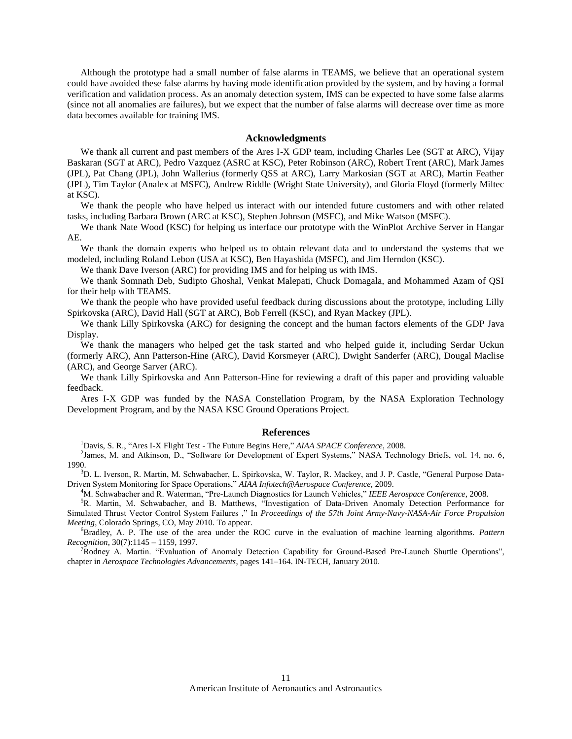Although the prototype had a small number of false alarms in TEAMS, we believe that an operational system could have avoided these false alarms by having mode identification provided by the system, and by having a formal verification and validation process. As an anomaly detection system, IMS can be expected to have some false alarms (since not all anomalies are failures), but we expect that the number of false alarms will decrease over time as more data becomes available for training IMS.

## Acknowledgments

We thank all current and past members of the Ares I-X GDP team, including Charles Lee (SGT at ARC), Vijay Baskaran (SGT at ARC), Pedro Vazquez (ASRC at KSC), Peter Robinson (ARC), Robert Trent (ARC), Mark James (JPL), Pat Chang (JPL), John Wallerius (formerly QSS at ARC), Larry Markosian (SGT at ARC), Martin Feather (JPL), Tim Taylor (Analex at MSFC), Andrew Riddle (Wright State University), and Gloria Floyd (formerly Miltec at KSC).

We thank the people who have helped us interact with our intended future customers and with other related tasks, including Barbara Brown (ARC at KSC), Stephen Johnson (MSFC), and Mike Watson (MSFC).

We thank Nate Wood (KSC) for helping us interface our prototype with the WinPlot Archive Server in Hangar AE.

We thank the domain experts who helped us to obtain relevant data and to understand the systems that we modeled, including Roland Lebon (USA at KSC), Ben Hayashida (MSFC), and Jim Herndon (KSC).

We thank Dave Iverson (ARC) for providing IMS and for helping us with IMS.

We thank Somnath Deb, Sudipto Ghoshal, Venkat Malepati, Chuck Domagala, and Mohammed Azam of QSI for their help with TEAMS.

We thank the people who have provided useful feedback during discussions about the prototype, including Lilly Spirkovska (ARC), David Hall (SGT at ARC), Bob Ferrell (KSC), and Ryan Mackey (JPL).

We thank Lilly Spirkovska (ARC) for designing the concept and the human factors elements of the GDP Java Display.

We thank the managers who helped get the task started and who helped guide it, including Serdar Uckun (formerly ARC), Ann Patterson-Hine (ARC), David Korsmeyer (ARC), Dwight Sanderfer (ARC), Dougal Maclise (ARC), and George Sarver (ARC).

We thank Lilly Spirkovska and Ann Patterson-Hine for reviewing a draft of this paper and providing valuable feedback.

Ares I-X GDP was funded by the NASA Constellation Program, by the NASA Exploration Technology Development Program, and by the NASA KSC Ground Operations Project.

## References

[1]Davis, S. R., "Ares I-X Flight Test - The Future Begins Here," *AIAA SPACE Conference*, 2008.

[2]James, M. and Atkinson, D., "Software for Development of Expert Systems," NASA Technology Briefs, vol. 14, no. 6, 1990.

[3]D. L. Iverson, R. Martin, M. Schwabacher, L. Spirkovska, W. Taylor, R. Mackey, and J. P. Castle, "General Purpose Data-Driven System Monitoring for Space Operations," *AIAA Infotech@Aerospace Conference*, 2009.

[4]M. Schwabacher and R. Waterman, "Pre-Launch Diagnostics for Launch Vehicles," *IEEE Aerospace Conference*, 2008.

[5]R. Martin, M. Schwabacher, and B. Matthews, "Investigation of Data-Driven Anomaly Detection Performance for Simulated Thrust Vector Control System Failures ," In *Proceedings of the 57th Joint Army-Navy-NASA-Air Force Propulsion Meeting*, Colorado Springs, CO, May 2010. To appear.

[6]Bradley, A. P. The use of the area under the ROC curve in the evaluation of machine learning algorithms. *Pattern Recognition*, 30(7):1145 – 1159, 1997.

[7]Rodney A. Martin. "Evaluation of Anomaly Detection Capability for Ground-Based Pre-Launch Shuttle Operations", chapter in *Aerospace Technologies Advancements*, pages 141–164. IN-TECH, January 2010.